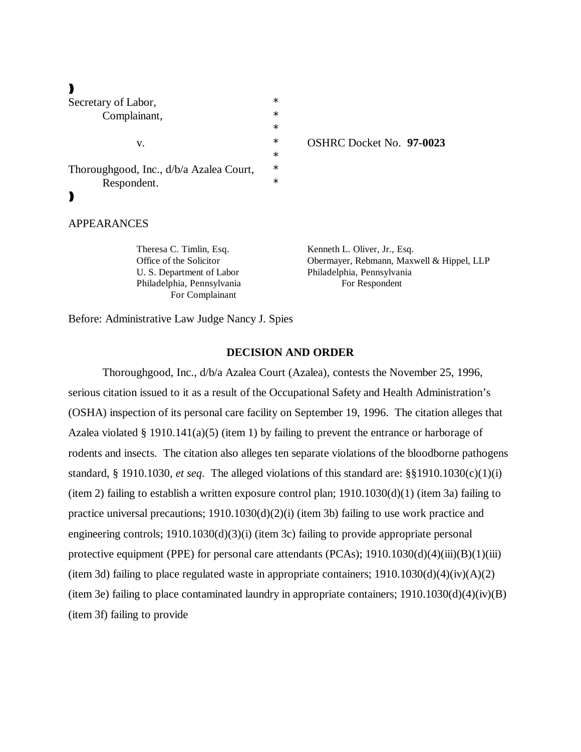| | | |
|---|---|---|
| Secretary of Labor, | * | |
| Complainant, | * | |
| | * | |
| v. | * | OSHRC Docket No. **97-0023** |
| | * | |
| Thoroughgood, Inc., d/b/a Azalea Court, | * | |
| Respondent. | * | |

APPEARANCES

Theresa C. Timlin, Esq.
Office of the Solicitor
U. S. Department of Labor
Philadelphia, Pennsylvania
For Complainant

Kenneth L. Oliver, Jr., Esq.
Obermayer, Rebmann, Maxwell & Hippel, LLP
Philadelphia, Pennsylvania
For Respondent

Before: Administrative Law Judge Nancy J. Spies

## DECISION AND ORDER

Thoroughgood, Inc., d/b/a Azalea Court (Azalea), contests the November 25, 1996, serious citation issued to it as a result of the Occupational Safety and Health Administration's (OSHA) inspection of its personal care facility on September 19, 1996. The citation alleges that Azalea violated § 1910.141(a)(5) (item 1) by failing to prevent the entrance or harborage of rodents and insects. The citation also alleges ten separate violations of the bloodborne pathogens standard, § 1910.1030, *et seq*. The alleged violations of this standard are: §§1910.1030(c)(1)(i) (item 2) failing to establish a written exposure control plan; 1910.1030(d)(1) (item 3a) failing to practice universal precautions; 1910.1030(d)(2)(i) (item 3b) failing to use work practice and engineering controls; 1910.1030(d)(3)(i) (item 3c) failing to provide appropriate personal protective equipment (PPE) for personal care attendants (PCAs); 1910.1030(d)(4)(iii)(B)(1)(iii) (item 3d) failing to place regulated waste in appropriate containers; 1910.1030(d)(4)(iv)(A)(2) (item 3e) failing to place contaminated laundry in appropriate containers; 1910.1030(d)(4)(iv)(B) (item 3f) failing to provide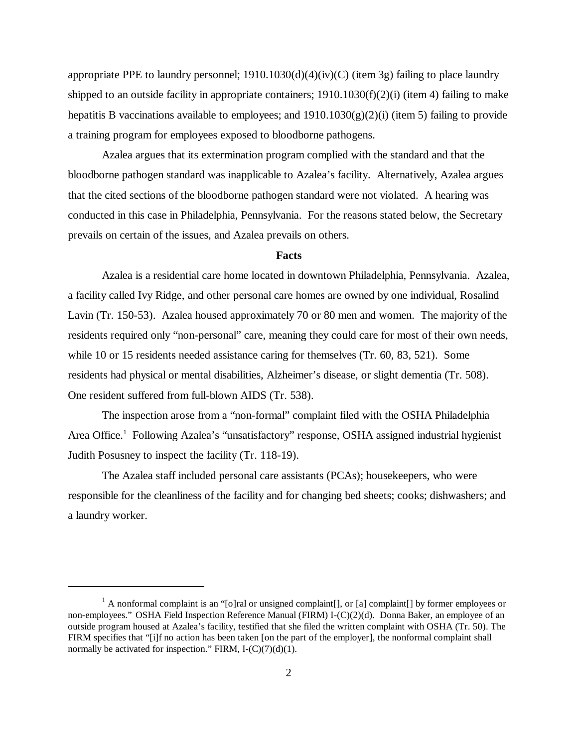appropriate PPE to laundry personnel; 1910.1030(d)(4)(iv)(C) (item 3g) failing to place laundry shipped to an outside facility in appropriate containers; 1910.1030(f)(2)(i) (item 4) failing to make hepatitis B vaccinations available to employees; and 1910.1030(g)(2)(i) (item 5) failing to provide a training program for employees exposed to bloodborne pathogens.

Azalea argues that its extermination program complied with the standard and that the bloodborne pathogen standard was inapplicable to Azalea's facility. Alternatively, Azalea argues that the cited sections of the bloodborne pathogen standard were not violated. A hearing was conducted in this case in Philadelphia, Pennsylvania. For the reasons stated below, the Secretary prevails on certain of the issues, and Azalea prevails on others.

**Facts**

Azalea is a residential care home located in downtown Philadelphia, Pennsylvania. Azalea, a facility called Ivy Ridge, and other personal care homes are owned by one individual, Rosalind Lavin (Tr. 150-53). Azalea housed approximately 70 or 80 men and women. The majority of the residents required only "non-personal" care, meaning they could care for most of their own needs, while 10 or 15 residents needed assistance caring for themselves (Tr. 60, 83, 521). Some residents had physical or mental disabilities, Alzheimer's disease, or slight dementia (Tr. 508). One resident suffered from full-blown AIDS (Tr. 538).

The inspection arose from a "non-formal" complaint filed with the OSHA Philadelphia Area Office.[1] Following Azalea's "unsatisfactory" response, OSHA assigned industrial hygienist Judith Posusney to inspect the facility (Tr. 118-19).

The Azalea staff included personal care assistants (PCAs); housekeepers, who were responsible for the cleanliness of the facility and for changing bed sheets; cooks; dishwashers; and a laundry worker.

---

[1] A nonformal complaint is an "[o]ral or unsigned complaint[], or [a] complaint[] by former employees or non-employees." OSHA Field Inspection Reference Manual (FIRM) I-(C)(2)(d). Donna Baker, an employee of an outside program housed at Azalea's facility, testified that she filed the written complaint with OSHA (Tr. 50). The FIRM specifies that "[i]f no action has been taken [on the part of the employer], the nonformal complaint shall normally be activated for inspection." FIRM, I-(C)(7)(d)(1).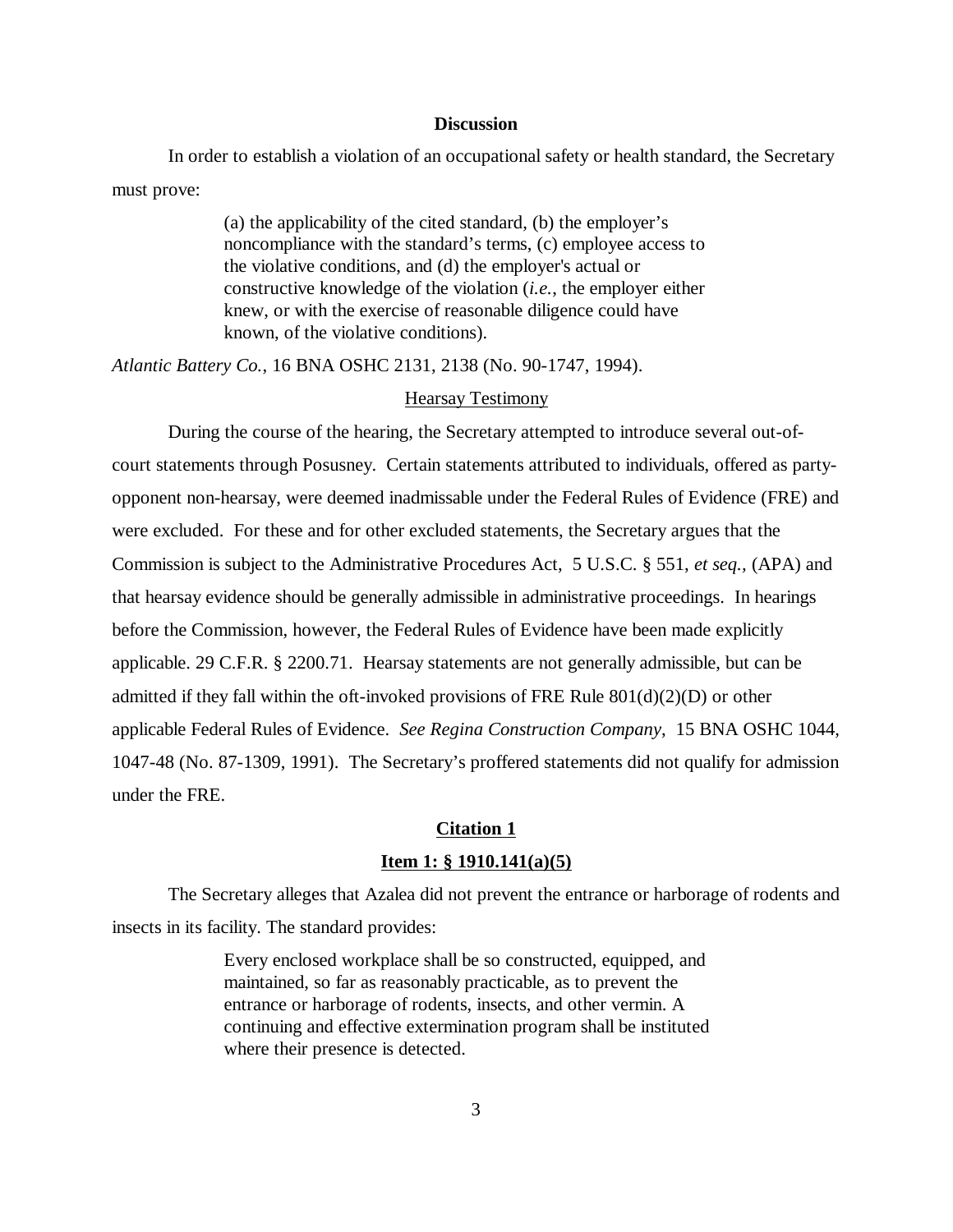## Discussion

In order to establish a violation of an occupational safety or health standard, the Secretary must prove:

> (a) the applicability of the cited standard, (b) the employer's noncompliance with the standard's terms, (c) employee access to the violative conditions, and (d) the employer's actual or constructive knowledge of the violation (*i.e.*, the employer either knew, or with the exercise of reasonable diligence could have known, of the violative conditions).

*Atlantic Battery Co.*, 16 BNA OSHC 2131, 2138 (No. 90-1747, 1994).

### Hearsay Testimony

During the course of the hearing, the Secretary attempted to introduce several out-of-court statements through Posusney. Certain statements attributed to individuals, offered as party-opponent non-hearsay, were deemed inadmissable under the Federal Rules of Evidence (FRE) and were excluded. For these and for other excluded statements, the Secretary argues that the Commission is subject to the Administrative Procedures Act, 5 U.S.C. § 551, *et seq.*, (APA) and that hearsay evidence should be generally admissible in administrative proceedings. In hearings before the Commission, however, the Federal Rules of Evidence have been made explicitly applicable. 29 C.F.R. § 2200.71. Hearsay statements are not generally admissible, but can be admitted if they fall within the oft-invoked provisions of FRE Rule 801(d)(2)(D) or other applicable Federal Rules of Evidence. *See Regina Construction Company*, 15 BNA OSHC 1044, 1047-48 (No. 87-1309, 1991). The Secretary's proffered statements did not qualify for admission under the FRE.

## Citation 1

### Item 1: § 1910.141(a)(5)

The Secretary alleges that Azalea did not prevent the entrance or harborage of rodents and insects in its facility. The standard provides:

> Every enclosed workplace shall be so constructed, equipped, and maintained, so far as reasonably practicable, as to prevent the entrance or harborage of rodents, insects, and other vermin. A continuing and effective extermination program shall be instituted where their presence is detected.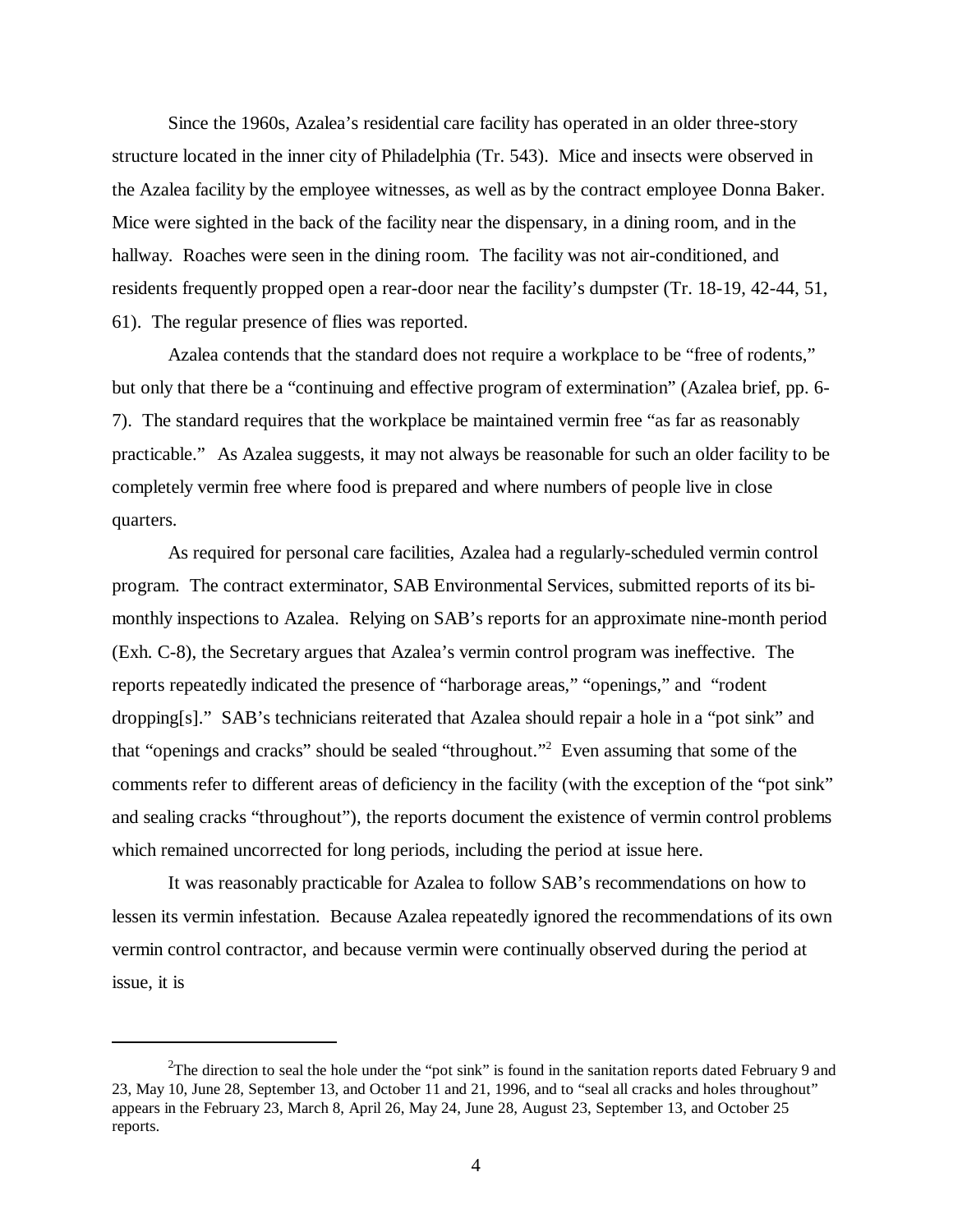Since the 1960s, Azalea's residential care facility has operated in an older three-story structure located in the inner city of Philadelphia (Tr. 543). Mice and insects were observed in the Azalea facility by the employee witnesses, as well as by the contract employee Donna Baker. Mice were sighted in the back of the facility near the dispensary, in a dining room, and in the hallway. Roaches were seen in the dining room. The facility was not air-conditioned, and residents frequently propped open a rear-door near the facility's dumpster (Tr. 18-19, 42-44, 51, 61). The regular presence of flies was reported.

Azalea contends that the standard does not require a workplace to be "free of rodents," but only that there be a "continuing and effective program of extermination" (Azalea brief, pp. 6-7). The standard requires that the workplace be maintained vermin free "as far as reasonably practicable." As Azalea suggests, it may not always be reasonable for such an older facility to be completely vermin free where food is prepared and where numbers of people live in close quarters.

As required for personal care facilities, Azalea had a regularly-scheduled vermin control program. The contract exterminator, SAB Environmental Services, submitted reports of its bi-monthly inspections to Azalea. Relying on SAB's reports for an approximate nine-month period (Exh. C-8), the Secretary argues that Azalea's vermin control program was ineffective. The reports repeatedly indicated the presence of "harborage areas," "openings," and "rodent dropping[s]." SAB's technicians reiterated that Azalea should repair a hole in a "pot sink" and that "openings and cracks" should be sealed "throughout."[2] Even assuming that some of the comments refer to different areas of deficiency in the facility (with the exception of the "pot sink" and sealing cracks "throughout"), the reports document the existence of vermin control problems which remained uncorrected for long periods, including the period at issue here.

It was reasonably practicable for Azalea to follow SAB's recommendations on how to lessen its vermin infestation. Because Azalea repeatedly ignored the recommendations of its own vermin control contractor, and because vermin were continually observed during the period at issue, it is

---

[2] The direction to seal the hole under the "pot sink" is found in the sanitation reports dated February 9 and 23, May 10, June 28, September 13, and October 11 and 21, 1996, and to "seal all cracks and holes throughout" appears in the February 23, March 8, April 26, May 24, June 28, August 23, September 13, and October 25 reports.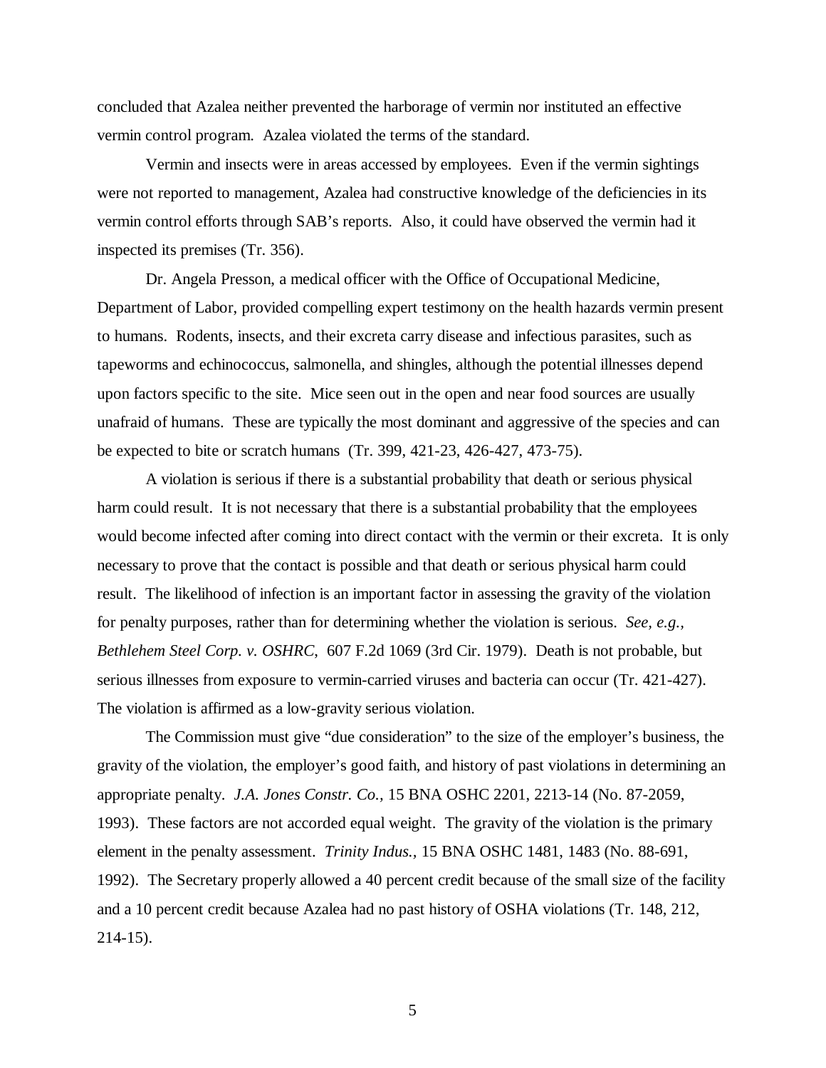concluded that Azalea neither prevented the harborage of vermin nor instituted an effective vermin control program. Azalea violated the terms of the standard.

Vermin and insects were in areas accessed by employees. Even if the vermin sightings were not reported to management, Azalea had constructive knowledge of the deficiencies in its vermin control efforts through SAB's reports. Also, it could have observed the vermin had it inspected its premises (Tr. 356).

Dr. Angela Presson, a medical officer with the Office of Occupational Medicine, Department of Labor, provided compelling expert testimony on the health hazards vermin present to humans. Rodents, insects, and their excreta carry disease and infectious parasites, such as tapeworms and echinococcus, salmonella, and shingles, although the potential illnesses depend upon factors specific to the site. Mice seen out in the open and near food sources are usually unafraid of humans. These are typically the most dominant and aggressive of the species and can be expected to bite or scratch humans (Tr. 399, 421-23, 426-427, 473-75).

A violation is serious if there is a substantial probability that death or serious physical harm could result. It is not necessary that there is a substantial probability that the employees would become infected after coming into direct contact with the vermin or their excreta. It is only necessary to prove that the contact is possible and that death or serious physical harm could result. The likelihood of infection is an important factor in assessing the gravity of the violation for penalty purposes, rather than for determining whether the violation is serious. *See, e.g., Bethlehem Steel Corp. v. OSHRC*, 607 F.2d 1069 (3rd Cir. 1979). Death is not probable, but serious illnesses from exposure to vermin-carried viruses and bacteria can occur (Tr. 421-427). The violation is affirmed as a low-gravity serious violation.

The Commission must give "due consideration" to the size of the employer's business, the gravity of the violation, the employer's good faith, and history of past violations in determining an appropriate penalty. *J.A. Jones Constr. Co.,* 15 BNA OSHC 2201, 2213-14 (No. 87-2059, 1993). These factors are not accorded equal weight. The gravity of the violation is the primary element in the penalty assessment. *Trinity Indus.,* 15 BNA OSHC 1481, 1483 (No. 88-691, 1992). The Secretary properly allowed a 40 percent credit because of the small size of the facility and a 10 percent credit because Azalea had no past history of OSHA violations (Tr. 148, 212, 214-15).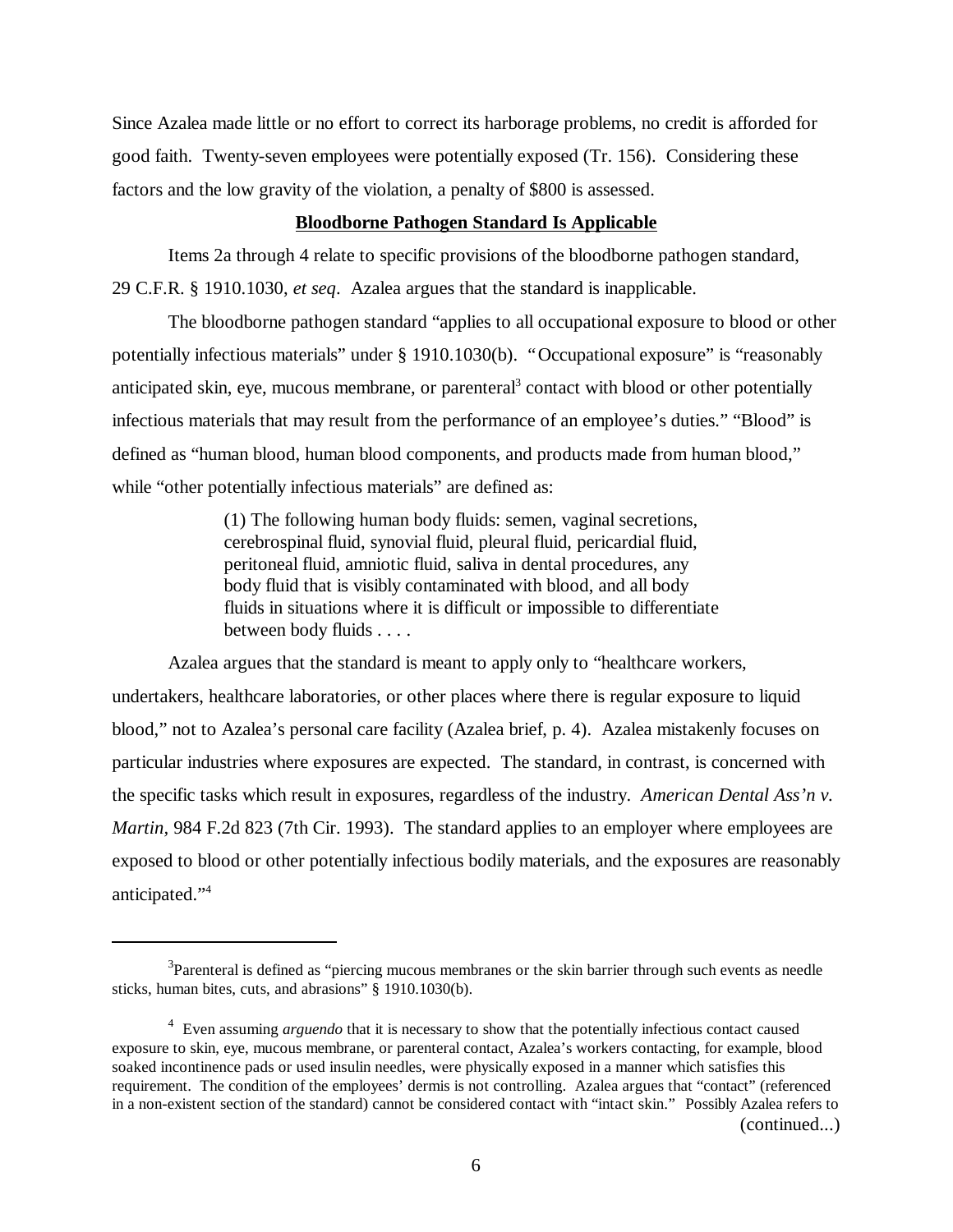Since Azalea made little or no effort to correct its harborage problems, no credit is afforded for good faith. Twenty-seven employees were potentially exposed (Tr. 156). Considering these factors and the low gravity of the violation, a penalty of $800 is assessed.

**Bloodborne Pathogen Standard Is Applicable**

Items 2a through 4 relate to specific provisions of the bloodborne pathogen standard, 29 C.F.R. § 1910.1030, *et seq*. Azalea argues that the standard is inapplicable.

The bloodborne pathogen standard "applies to all occupational exposure to blood or other potentially infectious materials" under § 1910.1030(b). "Occupational exposure" is "reasonably anticipated skin, eye, mucous membrane, or parenteral[3] contact with blood or other potentially infectious materials that may result from the performance of an employee's duties." "Blood" is defined as "human blood, human blood components, and products made from human blood," while "other potentially infectious materials" are defined as:

> (1) The following human body fluids: semen, vaginal secretions, cerebrospinal fluid, synovial fluid, pleural fluid, pericardial fluid, peritoneal fluid, amniotic fluid, saliva in dental procedures, any body fluid that is visibly contaminated with blood, and all body fluids in situations where it is difficult or impossible to differentiate between body fluids . . . .

Azalea argues that the standard is meant to apply only to "healthcare workers, undertakers, healthcare laboratories, or other places where there is regular exposure to liquid blood," not to Azalea's personal care facility (Azalea brief, p. 4). Azalea mistakenly focuses on particular industries where exposures are expected. The standard, in contrast, is concerned with the specific tasks which result in exposures, regardless of the industry. *American Dental Ass'n v. Martin*, 984 F.2d 823 (7th Cir. 1993). The standard applies to an employer where employees are exposed to blood or other potentially infectious bodily materials, and the exposures are reasonably anticipated."[4]

---

[3] Parenteral is defined as "piercing mucous membranes or the skin barrier through such events as needle sticks, human bites, cuts, and abrasions" § 1910.1030(b).

[4] Even assuming *arguendo* that it is necessary to show that the potentially infectious contact caused exposure to skin, eye, mucous membrane, or parenteral contact, Azalea's workers contacting, for example, blood soaked incontinence pads or used insulin needles, were physically exposed in a manner which satisfies this requirement. The condition of the employees' dermis is not controlling. Azalea argues that "contact" (referenced in a non-existent section of the standard) cannot be considered contact with "intact skin." Possibly Azalea refers to (continued...)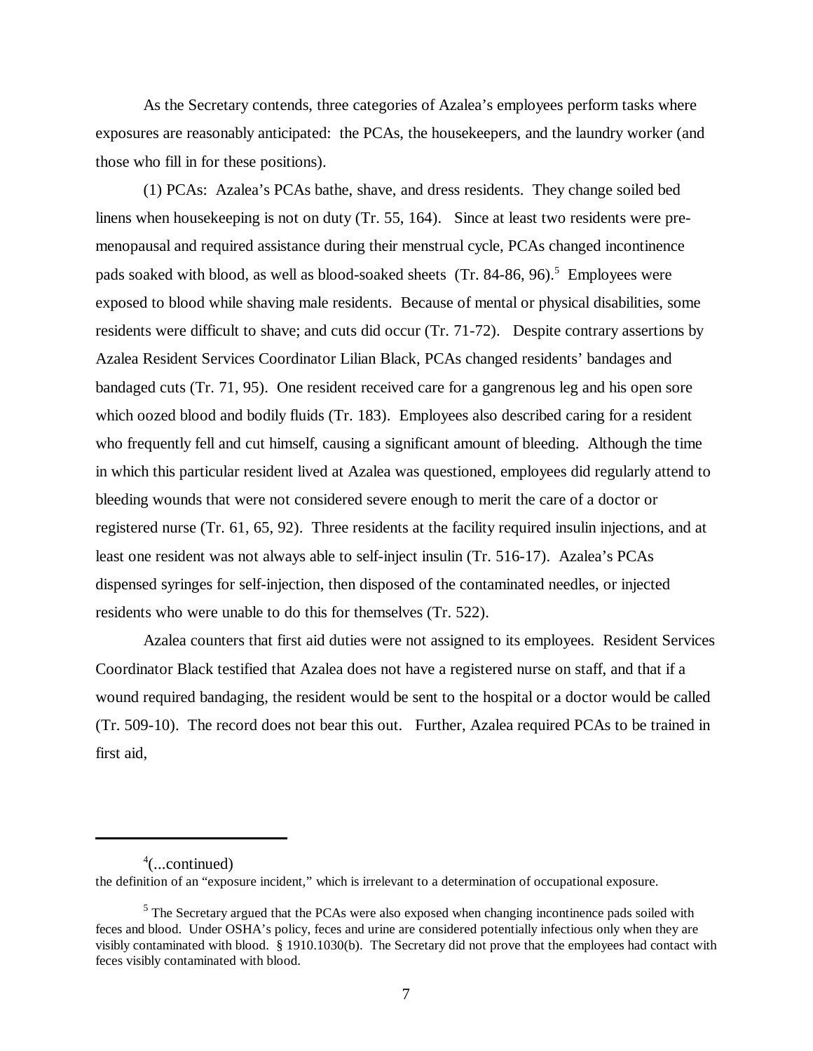As the Secretary contends, three categories of Azalea's employees perform tasks where exposures are reasonably anticipated: the PCAs, the housekeepers, and the laundry worker (and those who fill in for these positions).

(1) PCAs: Azalea's PCAs bathe, shave, and dress residents. They change soiled bed linens when housekeeping is not on duty (Tr. 55, 164). Since at least two residents were pre-menopausal and required assistance during their menstrual cycle, PCAs changed incontinence pads soaked with blood, as well as blood-soaked sheets (Tr. 84-86, 96).[5] Employees were exposed to blood while shaving male residents. Because of mental or physical disabilities, some residents were difficult to shave; and cuts did occur (Tr. 71-72). Despite contrary assertions by Azalea Resident Services Coordinator Lilian Black, PCAs changed residents' bandages and bandaged cuts (Tr. 71, 95). One resident received care for a gangrenous leg and his open sore which oozed blood and bodily fluids (Tr. 183). Employees also described caring for a resident who frequently fell and cut himself, causing a significant amount of bleeding. Although the time in which this particular resident lived at Azalea was questioned, employees did regularly attend to bleeding wounds that were not considered severe enough to merit the care of a doctor or registered nurse (Tr. 61, 65, 92). Three residents at the facility required insulin injections, and at least one resident was not always able to self-inject insulin (Tr. 516-17). Azalea's PCAs dispensed syringes for self-injection, then disposed of the contaminated needles, or injected residents who were unable to do this for themselves (Tr. 522).

Azalea counters that first aid duties were not assigned to its employees. Resident Services Coordinator Black testified that Azalea does not have a registered nurse on staff, and that if a wound required bandaging, the resident would be sent to the hospital or a doctor would be called (Tr. 509-10). The record does not bear this out. Further, Azalea required PCAs to be trained in first aid,

---

[4](...continued)
the definition of an "exposure incident," which is irrelevant to a determination of occupational exposure.

[5] The Secretary argued that the PCAs were also exposed when changing incontinence pads soiled with feces and blood. Under OSHA's policy, feces and urine are considered potentially infectious only when they are visibly contaminated with blood. § 1910.1030(b). The Secretary did not prove that the employees had contact with feces visibly contaminated with blood.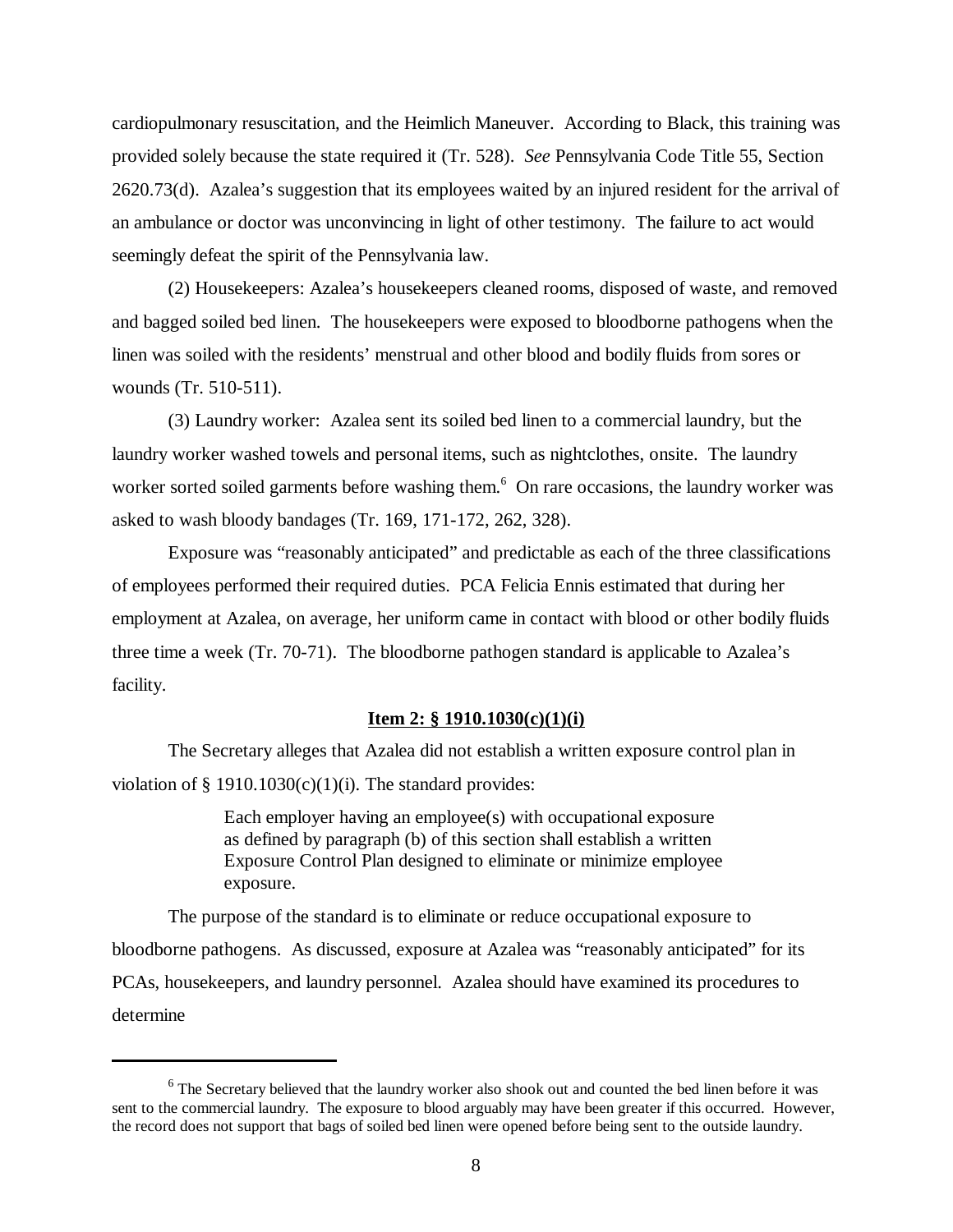cardiopulmonary resuscitation, and the Heimlich Maneuver. According to Black, this training was provided solely because the state required it (Tr. 528). *See* Pennsylvania Code Title 55, Section 2620.73(d). Azalea's suggestion that its employees waited by an injured resident for the arrival of an ambulance or doctor was unconvincing in light of other testimony. The failure to act would seemingly defeat the spirit of the Pennsylvania law.

(2) Housekeepers: Azalea's housekeepers cleaned rooms, disposed of waste, and removed and bagged soiled bed linen. The housekeepers were exposed to bloodborne pathogens when the linen was soiled with the residents' menstrual and other blood and bodily fluids from sores or wounds (Tr. 510-511).

(3) Laundry worker: Azalea sent its soiled bed linen to a commercial laundry, but the laundry worker washed towels and personal items, such as nightclothes, onsite. The laundry worker sorted soiled garments before washing them.[6] On rare occasions, the laundry worker was asked to wash bloody bandages (Tr. 169, 171-172, 262, 328).

Exposure was "reasonably anticipated" and predictable as each of the three classifications of employees performed their required duties. PCA Felicia Ennis estimated that during her employment at Azalea, on average, her uniform came in contact with blood or other bodily fluids three time a week (Tr. 70-71). The bloodborne pathogen standard is applicable to Azalea's facility.

**Item 2: § 1910.1030(c)(1)(i)**

The Secretary alleges that Azalea did not establish a written exposure control plan in violation of § 1910.1030(c)(1)(i). The standard provides:

> Each employer having an employee(s) with occupational exposure as defined by paragraph (b) of this section shall establish a written Exposure Control Plan designed to eliminate or minimize employee exposure.

The purpose of the standard is to eliminate or reduce occupational exposure to bloodborne pathogens. As discussed, exposure at Azalea was "reasonably anticipated" for its PCAs, housekeepers, and laundry personnel. Azalea should have examined its procedures to determine

---

[6] The Secretary believed that the laundry worker also shook out and counted the bed linen before it was sent to the commercial laundry. The exposure to blood arguably may have been greater if this occurred. However, the record does not support that bags of soiled bed linen were opened before being sent to the outside laundry.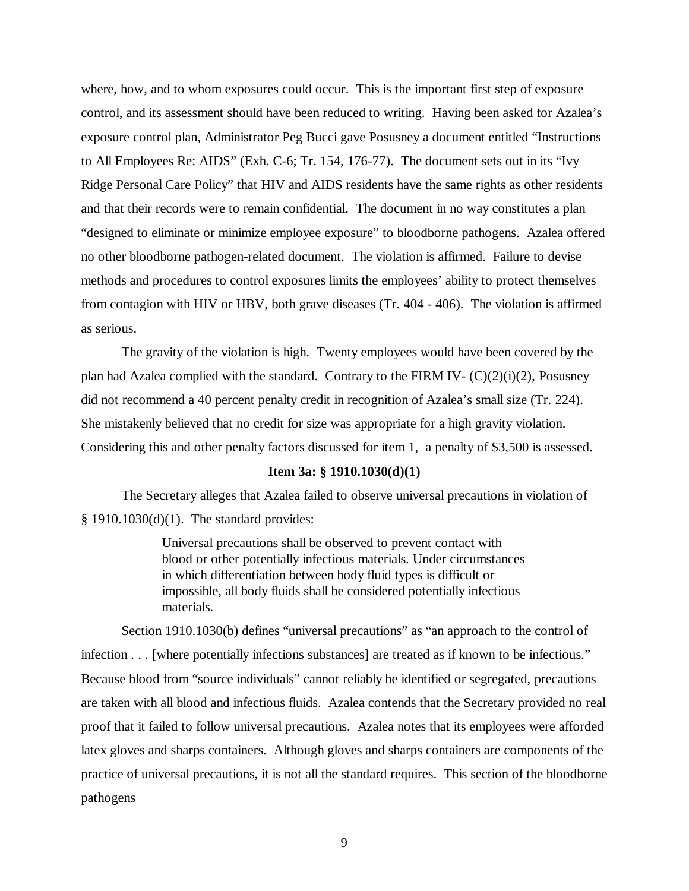where, how, and to whom exposures could occur. This is the important first step of exposure control, and its assessment should have been reduced to writing. Having been asked for Azalea's exposure control plan, Administrator Peg Bucci gave Posusney a document entitled "Instructions to All Employees Re: AIDS" (Exh. C-6; Tr. 154, 176-77). The document sets out in its "Ivy Ridge Personal Care Policy" that HIV and AIDS residents have the same rights as other residents and that their records were to remain confidential. The document in no way constitutes a plan "designed to eliminate or minimize employee exposure" to bloodborne pathogens. Azalea offered no other bloodborne pathogen-related document. The violation is affirmed. Failure to devise methods and procedures to control exposures limits the employees' ability to protect themselves from contagion with HIV or HBV, both grave diseases (Tr. 404 - 406). The violation is affirmed as serious.

The gravity of the violation is high. Twenty employees would have been covered by the plan had Azalea complied with the standard. Contrary to the FIRM IV- (C)(2)(i)(2), Posusney did not recommend a 40 percent penalty credit in recognition of Azalea's small size (Tr. 224). She mistakenly believed that no credit for size was appropriate for a high gravity violation. Considering this and other penalty factors discussed for item 1, a penalty of $3,500 is assessed.

**Item 3a: § 1910.1030(d)(1)**

The Secretary alleges that Azalea failed to observe universal precautions in violation of § 1910.1030(d)(1). The standard provides:

> Universal precautions shall be observed to prevent contact with blood or other potentially infectious materials. Under circumstances in which differentiation between body fluid types is difficult or impossible, all body fluids shall be considered potentially infectious materials.

Section 1910.1030(b) defines "universal precautions" as "an approach to the control of infection . . . [where potentially infections substances] are treated as if known to be infectious." Because blood from "source individuals" cannot reliably be identified or segregated, precautions are taken with all blood and infectious fluids. Azalea contends that the Secretary provided no real proof that it failed to follow universal precautions. Azalea notes that its employees were afforded latex gloves and sharps containers. Although gloves and sharps containers are components of the practice of universal precautions, it is not all the standard requires. This section of the bloodborne pathogens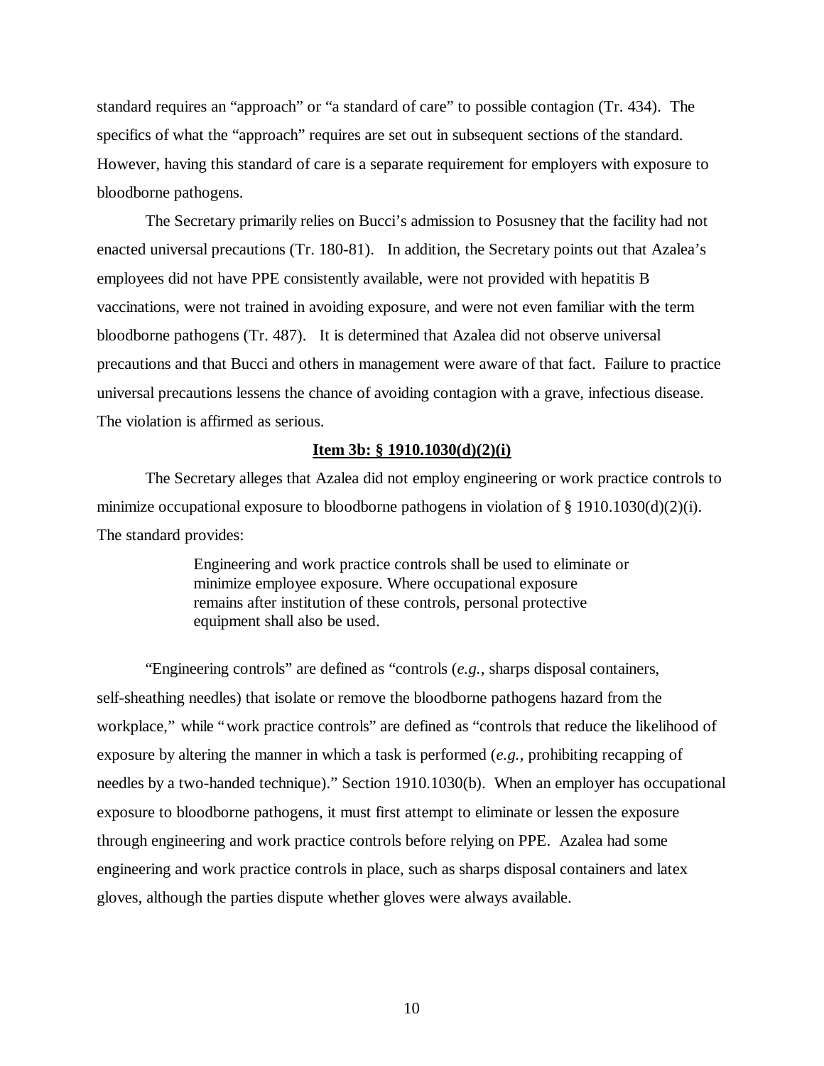standard requires an "approach" or "a standard of care" to possible contagion (Tr. 434). The specifics of what the "approach" requires are set out in subsequent sections of the standard. However, having this standard of care is a separate requirement for employers with exposure to bloodborne pathogens.

The Secretary primarily relies on Bucci's admission to Posusney that the facility had not enacted universal precautions (Tr. 180-81). In addition, the Secretary points out that Azalea's employees did not have PPE consistently available, were not provided with hepatitis B vaccinations, were not trained in avoiding exposure, and were not even familiar with the term bloodborne pathogens (Tr. 487). It is determined that Azalea did not observe universal precautions and that Bucci and others in management were aware of that fact. Failure to practice universal precautions lessens the chance of avoiding contagion with a grave, infectious disease. The violation is affirmed as serious.

**Item 3b: § 1910.1030(d)(2)(i)**

The Secretary alleges that Azalea did not employ engineering or work practice controls to minimize occupational exposure to bloodborne pathogens in violation of § 1910.1030(d)(2)(i). The standard provides:

> Engineering and work practice controls shall be used to eliminate or minimize employee exposure. Where occupational exposure remains after institution of these controls, personal protective equipment shall also be used.

"Engineering controls" are defined as "controls (*e.g.*, sharps disposal containers, self-sheathing needles) that isolate or remove the bloodborne pathogens hazard from the workplace," while "work practice controls" are defined as "controls that reduce the likelihood of exposure by altering the manner in which a task is performed (*e.g.*, prohibiting recapping of needles by a two-handed technique)." Section 1910.1030(b). When an employer has occupational exposure to bloodborne pathogens, it must first attempt to eliminate or lessen the exposure through engineering and work practice controls before relying on PPE. Azalea had some engineering and work practice controls in place, such as sharps disposal containers and latex gloves, although the parties dispute whether gloves were always available.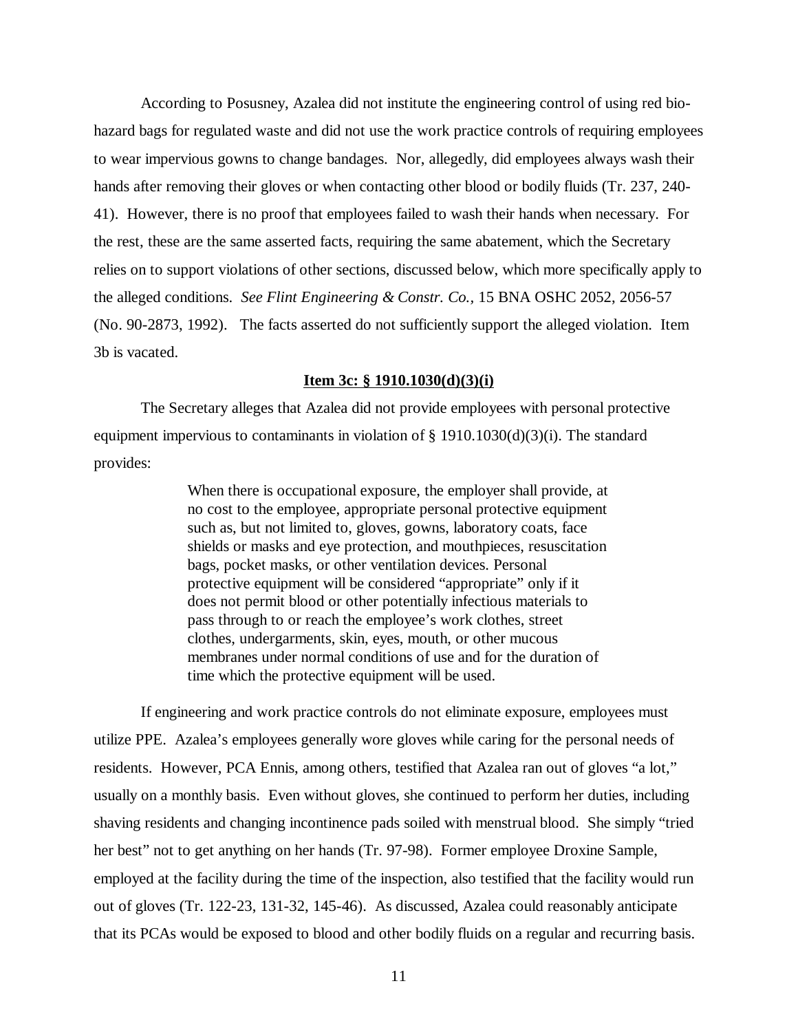According to Posusney, Azalea did not institute the engineering control of using red bio-hazard bags for regulated waste and did not use the work practice controls of requiring employees to wear impervious gowns to change bandages. Nor, allegedly, did employees always wash their hands after removing their gloves or when contacting other blood or bodily fluids (Tr. 237, 240-41). However, there is no proof that employees failed to wash their hands when necessary. For the rest, these are the same asserted facts, requiring the same abatement, which the Secretary relies on to support violations of other sections, discussed below, which more specifically apply to the alleged conditions. *See Flint Engineering & Constr. Co.,* 15 BNA OSHC 2052, 2056-57 (No. 90-2873, 1992). The facts asserted do not sufficiently support the alleged violation. Item 3b is vacated.

**Item 3c: § 1910.1030(d)(3)(i)**

The Secretary alleges that Azalea did not provide employees with personal protective equipment impervious to contaminants in violation of § 1910.1030(d)(3)(i). The standard provides:

> When there is occupational exposure, the employer shall provide, at no cost to the employee, appropriate personal protective equipment such as, but not limited to, gloves, gowns, laboratory coats, face shields or masks and eye protection, and mouthpieces, resuscitation bags, pocket masks, or other ventilation devices. Personal protective equipment will be considered "appropriate" only if it does not permit blood or other potentially infectious materials to pass through to or reach the employee's work clothes, street clothes, undergarments, skin, eyes, mouth, or other mucous membranes under normal conditions of use and for the duration of time which the protective equipment will be used.

If engineering and work practice controls do not eliminate exposure, employees must utilize PPE. Azalea's employees generally wore gloves while caring for the personal needs of residents. However, PCA Ennis, among others, testified that Azalea ran out of gloves "a lot," usually on a monthly basis. Even without gloves, she continued to perform her duties, including shaving residents and changing incontinence pads soiled with menstrual blood. She simply "tried her best" not to get anything on her hands (Tr. 97-98). Former employee Droxine Sample, employed at the facility during the time of the inspection, also testified that the facility would run out of gloves (Tr. 122-23, 131-32, 145-46). As discussed, Azalea could reasonably anticipate that its PCAs would be exposed to blood and other bodily fluids on a regular and recurring basis.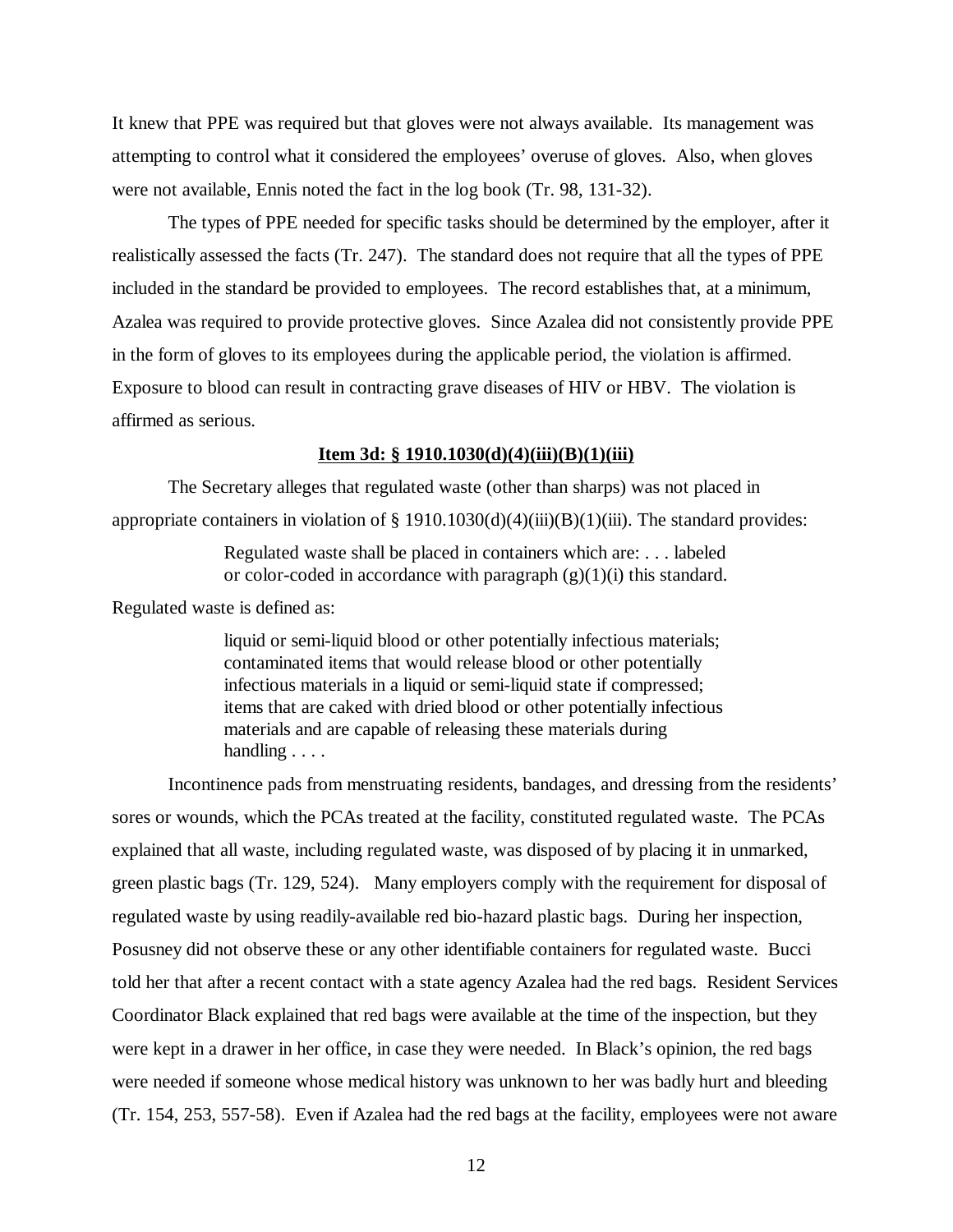It knew that PPE was required but that gloves were not always available. Its management was attempting to control what it considered the employees' overuse of gloves. Also, when gloves were not available, Ennis noted the fact in the log book (Tr. 98, 131-32).

The types of PPE needed for specific tasks should be determined by the employer, after it realistically assessed the facts (Tr. 247). The standard does not require that all the types of PPE included in the standard be provided to employees. The record establishes that, at a minimum, Azalea was required to provide protective gloves. Since Azalea did not consistently provide PPE in the form of gloves to its employees during the applicable period, the violation is affirmed. Exposure to blood can result in contracting grave diseases of HIV or HBV. The violation is affirmed as serious.

**Item 3d: § 1910.1030(d)(4)(iii)(B)(1)(iii)**

The Secretary alleges that regulated waste (other than sharps) was not placed in appropriate containers in violation of § 1910.1030(d)(4)(iii)(B)(1)(iii). The standard provides:

> Regulated waste shall be placed in containers which are: . . . labeled or color-coded in accordance with paragraph (g)(1)(i) this standard.

Regulated waste is defined as:

> liquid or semi-liquid blood or other potentially infectious materials; contaminated items that would release blood or other potentially infectious materials in a liquid or semi-liquid state if compressed; items that are caked with dried blood or other potentially infectious materials and are capable of releasing these materials during handling . . . .

Incontinence pads from menstruating residents, bandages, and dressing from the residents' sores or wounds, which the PCAs treated at the facility, constituted regulated waste. The PCAs explained that all waste, including regulated waste, was disposed of by placing it in unmarked, green plastic bags (Tr. 129, 524). Many employers comply with the requirement for disposal of regulated waste by using readily-available red bio-hazard plastic bags. During her inspection, Posusney did not observe these or any other identifiable containers for regulated waste. Bucci told her that after a recent contact with a state agency Azalea had the red bags. Resident Services Coordinator Black explained that red bags were available at the time of the inspection, but they were kept in a drawer in her office, in case they were needed. In Black's opinion, the red bags were needed if someone whose medical history was unknown to her was badly hurt and bleeding (Tr. 154, 253, 557-58). Even if Azalea had the red bags at the facility, employees were not aware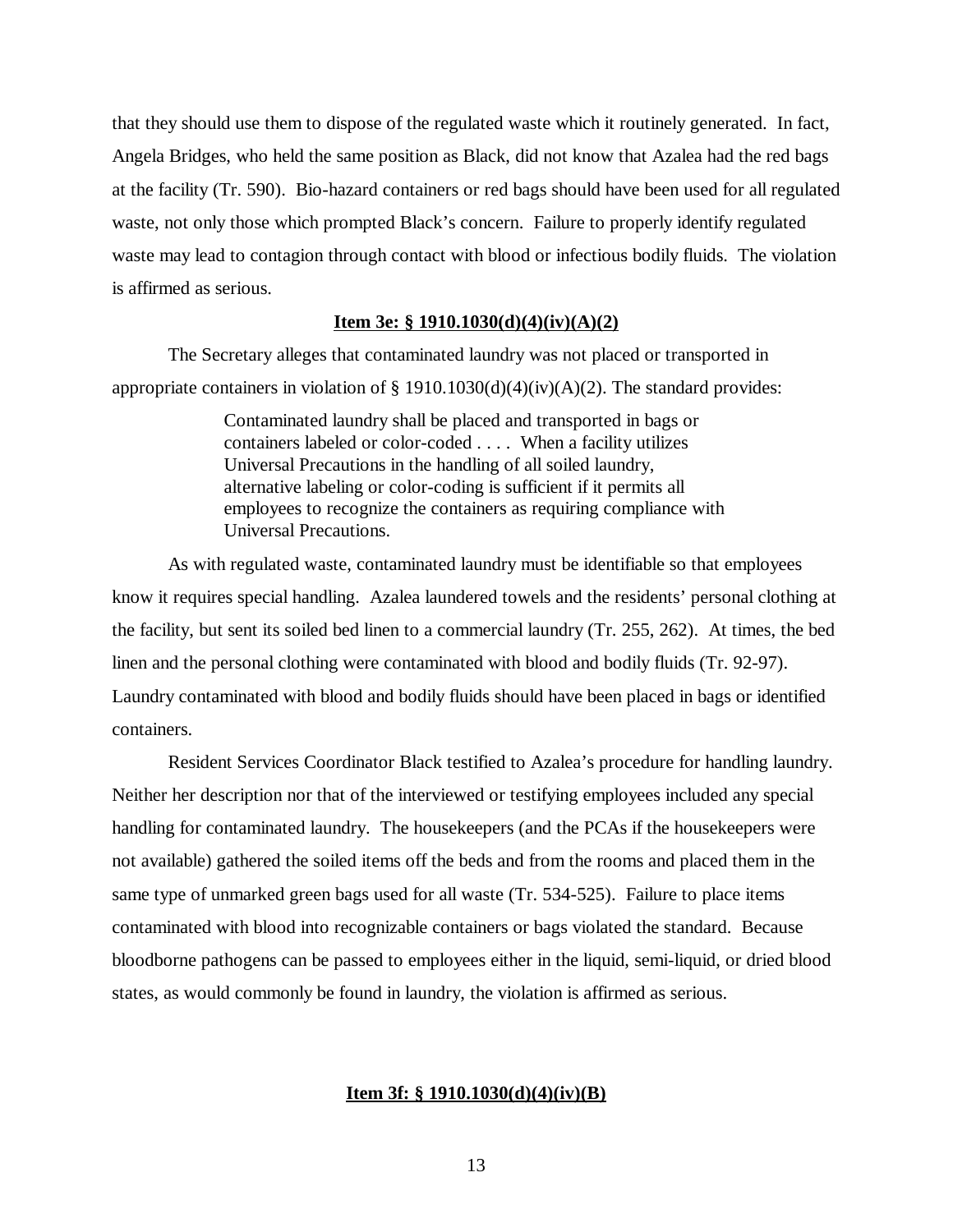that they should use them to dispose of the regulated waste which it routinely generated. In fact, Angela Bridges, who held the same position as Black, did not know that Azalea had the red bags at the facility (Tr. 590). Bio-hazard containers or red bags should have been used for all regulated waste, not only those which prompted Black's concern. Failure to properly identify regulated waste may lead to contagion through contact with blood or infectious bodily fluids. The violation is affirmed as serious.

**Item 3e: § 1910.1030(d)(4)(iv)(A)(2)**

The Secretary alleges that contaminated laundry was not placed or transported in appropriate containers in violation of § 1910.1030(d)(4)(iv)(A)(2). The standard provides:

> Contaminated laundry shall be placed and transported in bags or containers labeled or color-coded . . . . When a facility utilizes Universal Precautions in the handling of all soiled laundry, alternative labeling or color-coding is sufficient if it permits all employees to recognize the containers as requiring compliance with Universal Precautions.

As with regulated waste, contaminated laundry must be identifiable so that employees know it requires special handling. Azalea laundered towels and the residents' personal clothing at the facility, but sent its soiled bed linen to a commercial laundry (Tr. 255, 262). At times, the bed linen and the personal clothing were contaminated with blood and bodily fluids (Tr. 92-97). Laundry contaminated with blood and bodily fluids should have been placed in bags or identified containers.

Resident Services Coordinator Black testified to Azalea's procedure for handling laundry. Neither her description nor that of the interviewed or testifying employees included any special handling for contaminated laundry. The housekeepers (and the PCAs if the housekeepers were not available) gathered the soiled items off the beds and from the rooms and placed them in the same type of unmarked green bags used for all waste (Tr. 534-525). Failure to place items contaminated with blood into recognizable containers or bags violated the standard. Because bloodborne pathogens can be passed to employees either in the liquid, semi-liquid, or dried blood states, as would commonly be found in laundry, the violation is affirmed as serious.

**Item 3f: § 1910.1030(d)(4)(iv)(B)**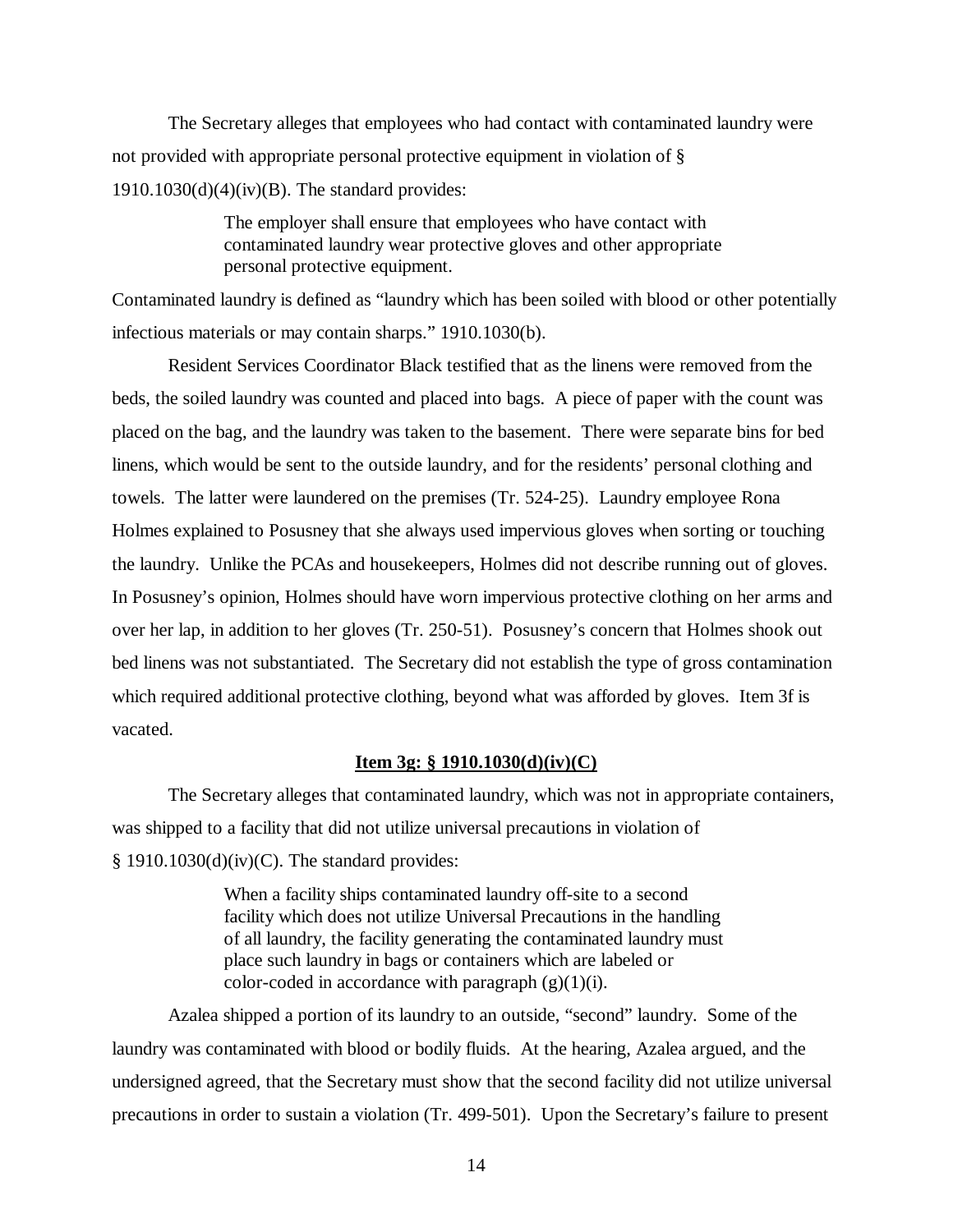The Secretary alleges that employees who had contact with contaminated laundry were not provided with appropriate personal protective equipment in violation of § 1910.1030(d)(4)(iv)(B). The standard provides:

> The employer shall ensure that employees who have contact with contaminated laundry wear protective gloves and other appropriate personal protective equipment.

Contaminated laundry is defined as "laundry which has been soiled with blood or other potentially infectious materials or may contain sharps." 1910.1030(b).

Resident Services Coordinator Black testified that as the linens were removed from the beds, the soiled laundry was counted and placed into bags. A piece of paper with the count was placed on the bag, and the laundry was taken to the basement. There were separate bins for bed linens, which would be sent to the outside laundry, and for the residents' personal clothing and towels. The latter were laundered on the premises (Tr. 524-25). Laundry employee Rona Holmes explained to Posusney that she always used impervious gloves when sorting or touching the laundry. Unlike the PCAs and housekeepers, Holmes did not describe running out of gloves. In Posusney's opinion, Holmes should have worn impervious protective clothing on her arms and over her lap, in addition to her gloves (Tr. 250-51). Posusney's concern that Holmes shook out bed linens was not substantiated. The Secretary did not establish the type of gross contamination which required additional protective clothing, beyond what was afforded by gloves. Item 3f is vacated.

**Item 3g: § 1910.1030(d)(iv)(C)**

The Secretary alleges that contaminated laundry, which was not in appropriate containers, was shipped to a facility that did not utilize universal precautions in violation of § 1910.1030(d)(iv)(C). The standard provides:

> When a facility ships contaminated laundry off-site to a second facility which does not utilize Universal Precautions in the handling of all laundry, the facility generating the contaminated laundry must place such laundry in bags or containers which are labeled or color-coded in accordance with paragraph (g)(1)(i).

Azalea shipped a portion of its laundry to an outside, "second" laundry. Some of the laundry was contaminated with blood or bodily fluids. At the hearing, Azalea argued, and the undersigned agreed, that the Secretary must show that the second facility did not utilize universal precautions in order to sustain a violation (Tr. 499-501). Upon the Secretary's failure to present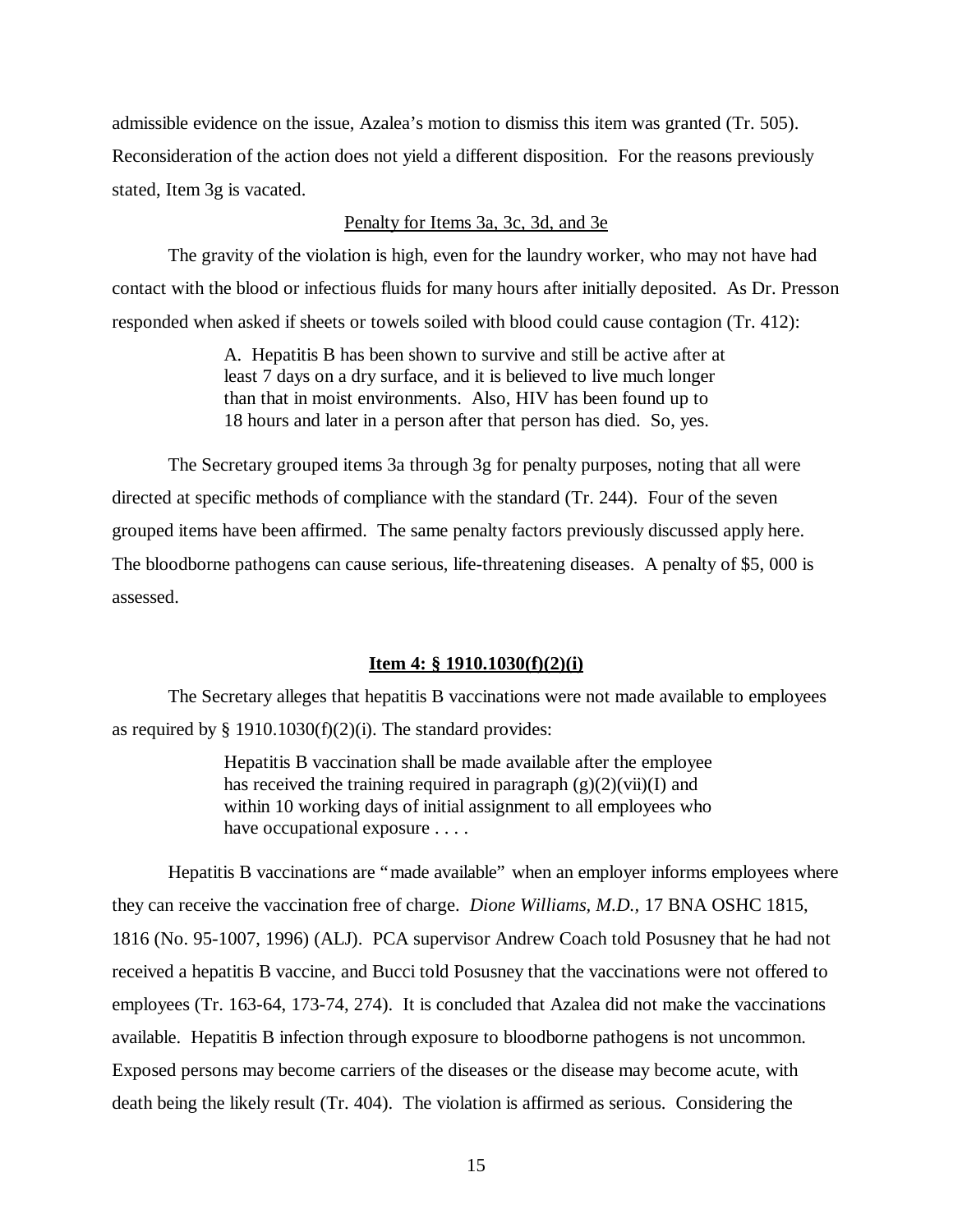admissible evidence on the issue, Azalea's motion to dismiss this item was granted (Tr. 505). Reconsideration of the action does not yield a different disposition. For the reasons previously stated, Item 3g is vacated.

<u>Penalty for Items 3a, 3c, 3d, and 3e</u>

The gravity of the violation is high, even for the laundry worker, who may not have had contact with the blood or infectious fluids for many hours after initially deposited. As Dr. Presson responded when asked if sheets or towels soiled with blood could cause contagion (Tr. 412):

> A. Hepatitis B has been shown to survive and still be active after at least 7 days on a dry surface, and it is believed to live much longer than that in moist environments. Also, HIV has been found up to 18 hours and later in a person after that person has died. So, yes.

The Secretary grouped items 3a through 3g for penalty purposes, noting that all were directed at specific methods of compliance with the standard (Tr. 244). Four of the seven grouped items have been affirmed. The same penalty factors previously discussed apply here. The bloodborne pathogens can cause serious, life-threatening diseases. A penalty of $5, 000 is assessed.

**<u>Item 4: § 1910.1030(f)(2)(i)</u>**

The Secretary alleges that hepatitis B vaccinations were not made available to employees as required by § 1910.1030(f)(2)(i). The standard provides:

> Hepatitis B vaccination shall be made available after the employee has received the training required in paragraph (g)(2)(vii)(I) and within 10 working days of initial assignment to all employees who have occupational exposure . . . .

Hepatitis B vaccinations are "made available" when an employer informs employees where they can receive the vaccination free of charge. *Dione Williams, M.D.,* 17 BNA OSHC 1815, 1816 (No. 95-1007, 1996) (ALJ). PCA supervisor Andrew Coach told Posusney that he had not received a hepatitis B vaccine, and Bucci told Posusney that the vaccinations were not offered to employees (Tr. 163-64, 173-74, 274). It is concluded that Azalea did not make the vaccinations available. Hepatitis B infection through exposure to bloodborne pathogens is not uncommon. Exposed persons may become carriers of the diseases or the disease may become acute, with death being the likely result (Tr. 404). The violation is affirmed as serious. Considering the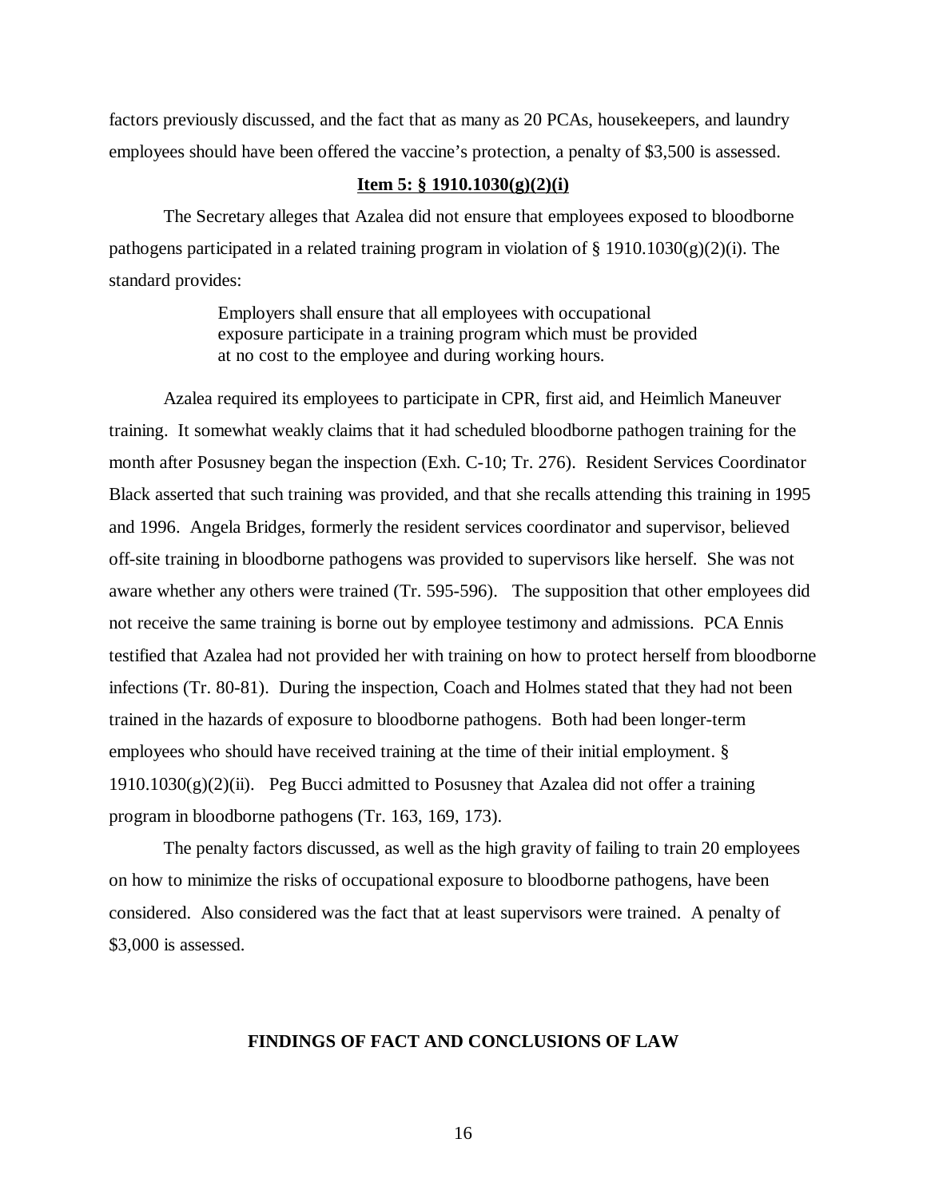factors previously discussed, and the fact that as many as 20 PCAs, housekeepers, and laundry employees should have been offered the vaccine's protection, a penalty of $3,500 is assessed.

**Item 5: § 1910.1030(g)(2)(i)**

The Secretary alleges that Azalea did not ensure that employees exposed to bloodborne pathogens participated in a related training program in violation of § 1910.1030(g)(2)(i). The standard provides:

> Employers shall ensure that all employees with occupational exposure participate in a training program which must be provided at no cost to the employee and during working hours.

Azalea required its employees to participate in CPR, first aid, and Heimlich Maneuver training. It somewhat weakly claims that it had scheduled bloodborne pathogen training for the month after Posusney began the inspection (Exh. C-10; Tr. 276). Resident Services Coordinator Black asserted that such training was provided, and that she recalls attending this training in 1995 and 1996. Angela Bridges, formerly the resident services coordinator and supervisor, believed off-site training in bloodborne pathogens was provided to supervisors like herself. She was not aware whether any others were trained (Tr. 595-596). The supposition that other employees did not receive the same training is borne out by employee testimony and admissions. PCA Ennis testified that Azalea had not provided her with training on how to protect herself from bloodborne infections (Tr. 80-81). During the inspection, Coach and Holmes stated that they had not been trained in the hazards of exposure to bloodborne pathogens. Both had been longer-term employees who should have received training at the time of their initial employment. § 1910.1030(g)(2)(ii). Peg Bucci admitted to Posusney that Azalea did not offer a training program in bloodborne pathogens (Tr. 163, 169, 173).

The penalty factors discussed, as well as the high gravity of failing to train 20 employees on how to minimize the risks of occupational exposure to bloodborne pathogens, have been considered. Also considered was the fact that at least supervisors were trained. A penalty of $3,000 is assessed.

## FINDINGS OF FACT AND CONCLUSIONS OF LAW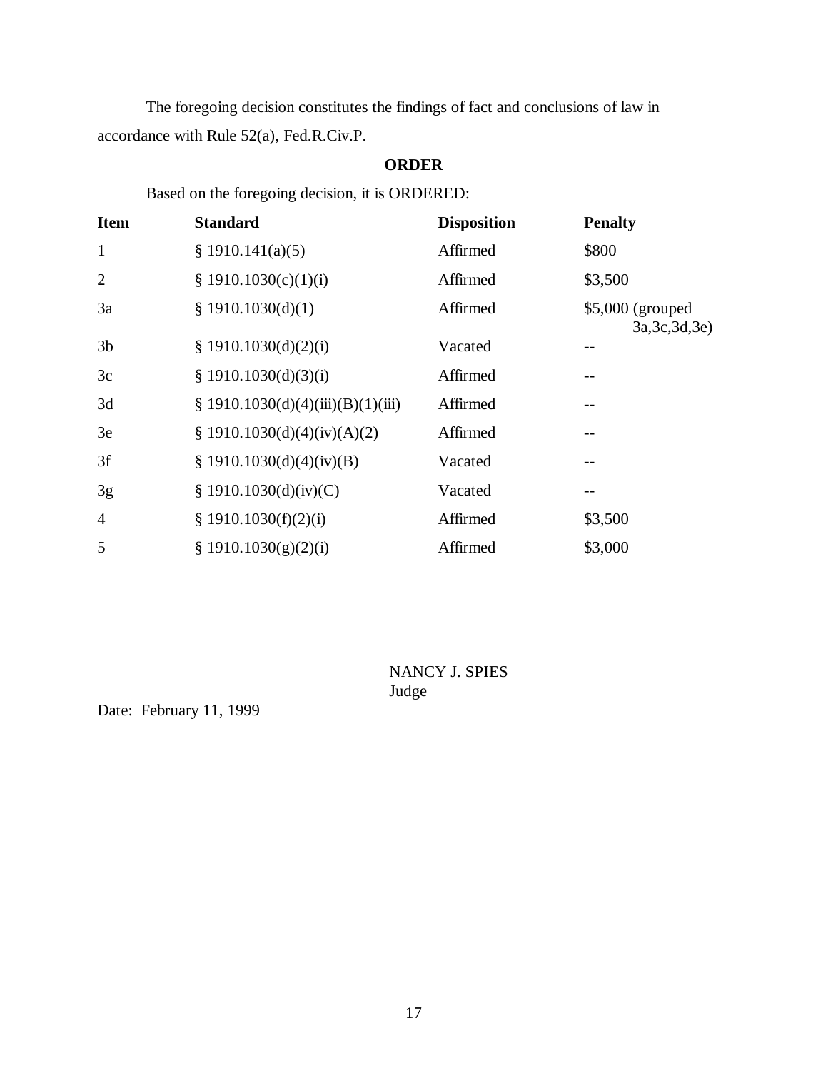The foregoing decision constitutes the findings of fact and conclusions of law in accordance with Rule 52(a), Fed.R.Civ.P.

**ORDER**

Based on the foregoing decision, it is ORDERED:

| Item | Standard | Disposition | Penalty |
|---|---|---|---|
| 1 | § 1910.141(a)(5) | Affirmed | $800 |
| 2 | § 1910.1030(c)(1)(i) | Affirmed | $3,500 |
| 3a | § 1910.1030(d)(1) | Affirmed | $5,000 (grouped 3a,3c,3d,3e) |
| 3b | § 1910.1030(d)(2)(i) | Vacated | -- |
| 3c | § 1910.1030(d)(3)(i) | Affirmed | -- |
| 3d | § 1910.1030(d)(4)(iii)(B)(1)(iii) | Affirmed | -- |
| 3e | § 1910.1030(d)(4)(iv)(A)(2) | Affirmed | -- |
| 3f | § 1910.1030(d)(4)(iv)(B) | Vacated | -- |
| 3g | § 1910.1030(d)(iv)(C) | Vacated | -- |
| 4 | § 1910.1030(f)(2)(i) | Affirmed | $3,500 |
| 5 | § 1910.1030(g)(2)(i) | Affirmed | $3,000 |

NANCY J. SPIES
Judge

Date: February 11, 1999